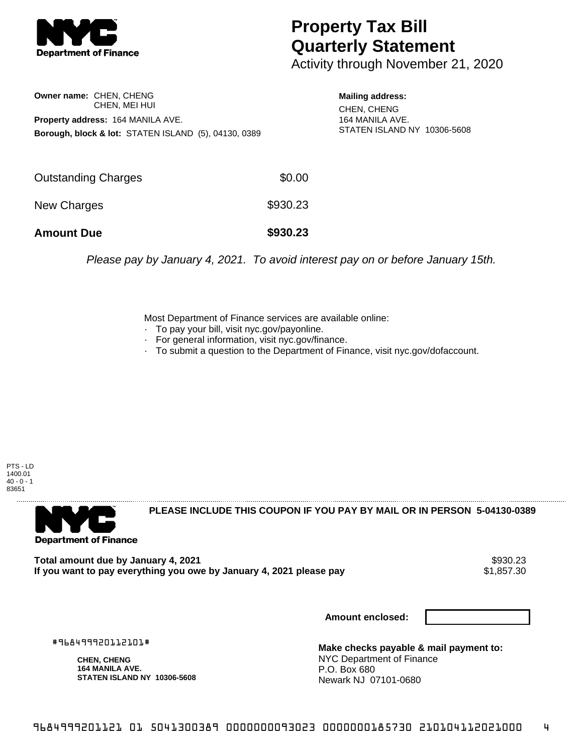**Department of Finance**

# Property Tax Bill Quarterly Statement

Activity through November 21, 2020

**Owner name:** CHEN, CHENG
CHEN, MEI HUI

**Property address:** 164 MANILA AVE.

**Borough, block & lot:** STATEN ISLAND (5), 04130, 0389

**Mailing address:**
CHEN, CHENG
164 MANILA AVE.
STATEN ISLAND NY 10306-5608

| | |
|---|---|
| Outstanding Charges | $0.00 |
| New Charges | $930.23 |
| **Amount Due** | **$930.23** |

*Please pay by January 4, 2021. To avoid interest pay on or before January 15th.*

Most Department of Finance services are available online:

- To pay your bill, visit nyc.gov/payonline.
- For general information, visit nyc.gov/finance.
- To submit a question to the Department of Finance, visit nyc.gov/dofaccount.

PTS - LD
1400.01
40 - 0 - 1
83651

**Department of Finance**

**PLEASE INCLUDE THIS COUPON IF YOU PAY BY MAIL OR IN PERSON 5-04130-0389**

| | |
|---|---|
| **Total amount due by January 4, 2021** | $930.23 |
| **If you want to pay everything you owe by January 4, 2021 please pay** | $1,857.30 |

**Amount enclosed:**

#968499920112101#

**CHEN, CHENG**
**164 MANILA AVE.**
**STATEN ISLAND NY 10306-5608**

**Make checks payable & mail payment to:**
NYC Department of Finance
P.O. Box 680
Newark NJ 07101-0680

9684999201121 01 5041300389 0000000093023 0000000185730 210104112021000 4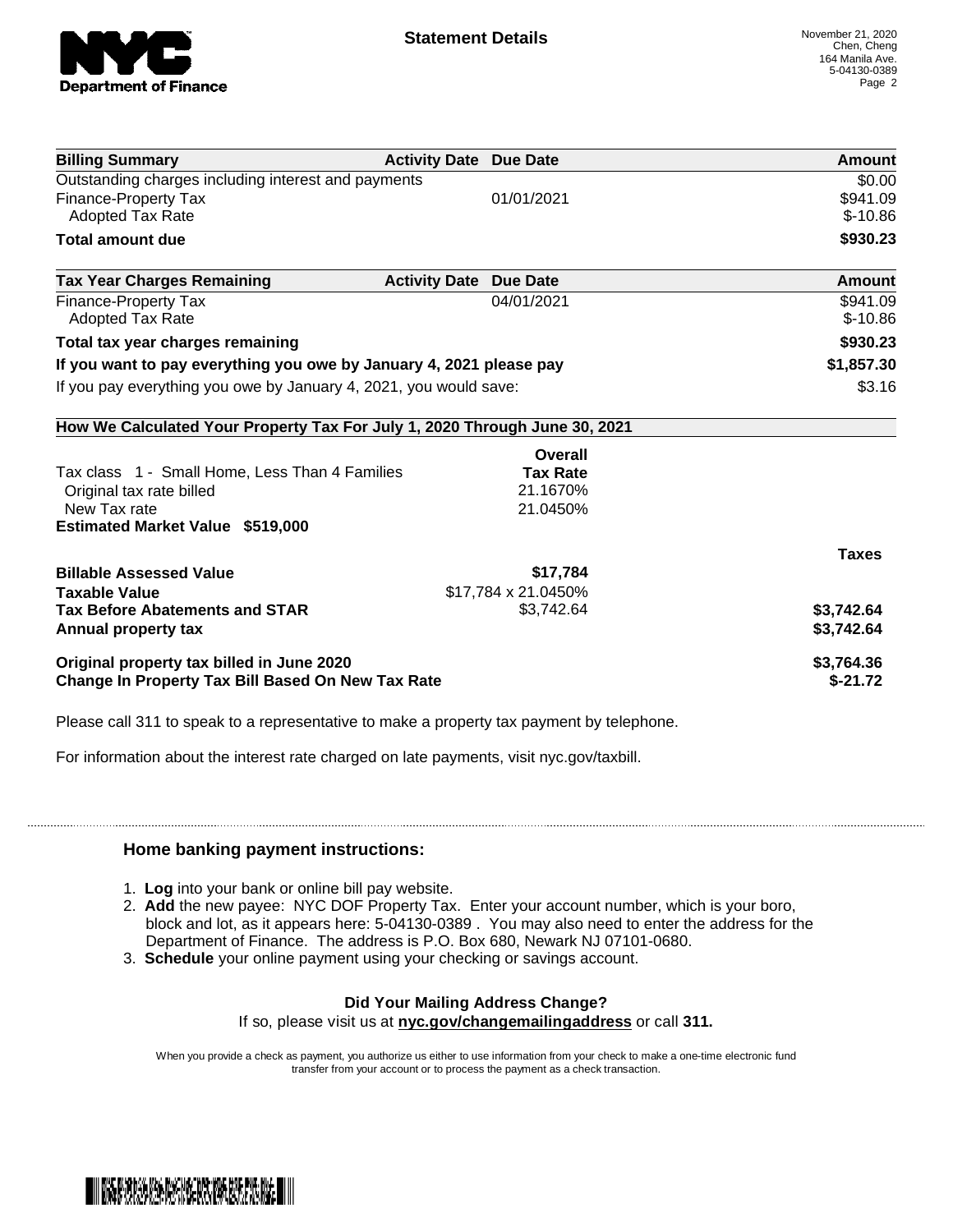**Statement Details**

November 21, 2020
Chen, Cheng
164 Manila Ave.
5-04130-0389

| Billing Summary | Activity Date | Due Date | Amount |
|---|---|---|---|
| Outstanding charges including interest and payments | | | $0.00 |
| Finance-Property Tax | | 01/01/2021 | $941.09 |
| Adopted Tax Rate | | | $-10.86 |
| **Total amount due** | | | **$930.23** |

| Tax Year Charges Remaining | Activity Date | Due Date | Amount |
|---|---|---|---|
| Finance-Property Tax | | 04/01/2021 | $941.09 |
| Adopted Tax Rate | | | $-10.86 |
| **Total tax year charges remaining** | | | **$930.23** |
| **If you want to pay everything you owe by January 4, 2021 please pay** | | | **$1,857.30** |
| If you pay everything you owe by January 4, 2021, you would save: | | | $3.16 |

**How We Calculated Your Property Tax For July 1, 2020 Through June 30, 2021**

| | Overall Tax Rate | |
|---|---|---|
| Tax class 1 - Small Home, Less Than 4 Families | | |
| Original tax rate billed | 21.1670% | |
| New Tax rate | 21.0450% | |
| **Estimated Market Value $519,000** | | |
| | | **Taxes** |
| **Billable Assessed Value** | **$17,784** | |
| **Taxable Value** | $17,784 x 21.0450% | |
| **Tax Before Abatements and STAR** | $3,742.64 | **$3,742.64** |
| **Annual property tax** | | **$3,742.64** |
| **Original property tax billed in June 2020** | | **$3,764.36** |
| **Change In Property Tax Bill Based On New Tax Rate** | | **$-21.72** |

Please call 311 to speak to a representative to make a property tax payment by telephone.

For information about the interest rate charged on late payments, visit nyc.gov/taxbill.

### Home banking payment instructions:

1. **Log** into your bank or online bill pay website.
2. **Add** the new payee: NYC DOF Property Tax. Enter your account number, which is your boro, block and lot, as it appears here: 5-04130-0389 . You may also need to enter the address for the Department of Finance. The address is P.O. Box 680, Newark NJ 07101-0680.
3. **Schedule** your online payment using your checking or savings account.

**Did Your Mailing Address Change?**

If so, please visit us at **nyc.gov/changemailingaddress** or call **311.**

When you provide a check as payment, you authorize us either to use information from your check to make a one-time electronic fund transfer from your account or to process the payment as a check transaction.